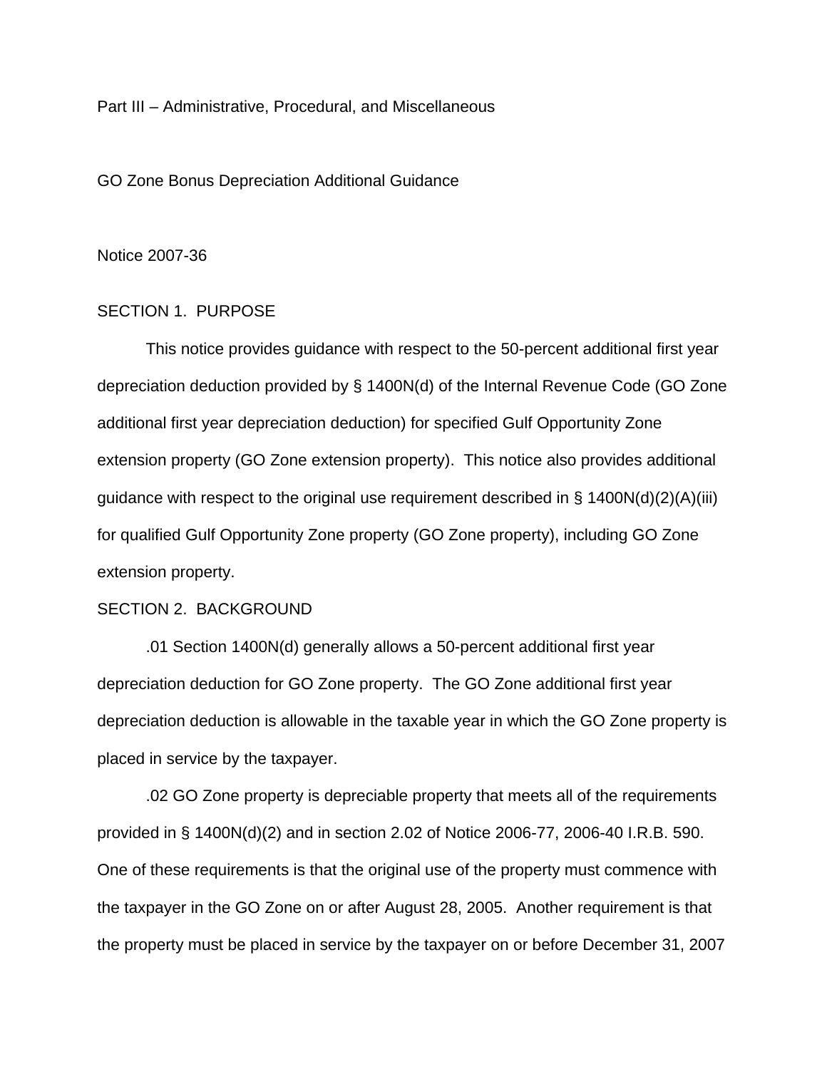Part III – Administrative, Procedural, and Miscellaneous

# GO Zone Bonus Depreciation Additional Guidance

Notice 2007-36

## SECTION 1. PURPOSE

This notice provides guidance with respect to the 50-percent additional first year depreciation deduction provided by § 1400N(d) of the Internal Revenue Code (GO Zone additional first year depreciation deduction) for specified Gulf Opportunity Zone extension property (GO Zone extension property). This notice also provides additional guidance with respect to the original use requirement described in § 1400N(d)(2)(A)(iii) for qualified Gulf Opportunity Zone property (GO Zone property), including GO Zone extension property.

## SECTION 2. BACKGROUND

.01 Section 1400N(d) generally allows a 50-percent additional first year depreciation deduction for GO Zone property. The GO Zone additional first year depreciation deduction is allowable in the taxable year in which the GO Zone property is placed in service by the taxpayer.

.02 GO Zone property is depreciable property that meets all of the requirements provided in § 1400N(d)(2) and in section 2.02 of Notice 2006-77, 2006-40 I.R.B. 590. One of these requirements is that the original use of the property must commence with the taxpayer in the GO Zone on or after August 28, 2005. Another requirement is that the property must be placed in service by the taxpayer on or before December 31, 2007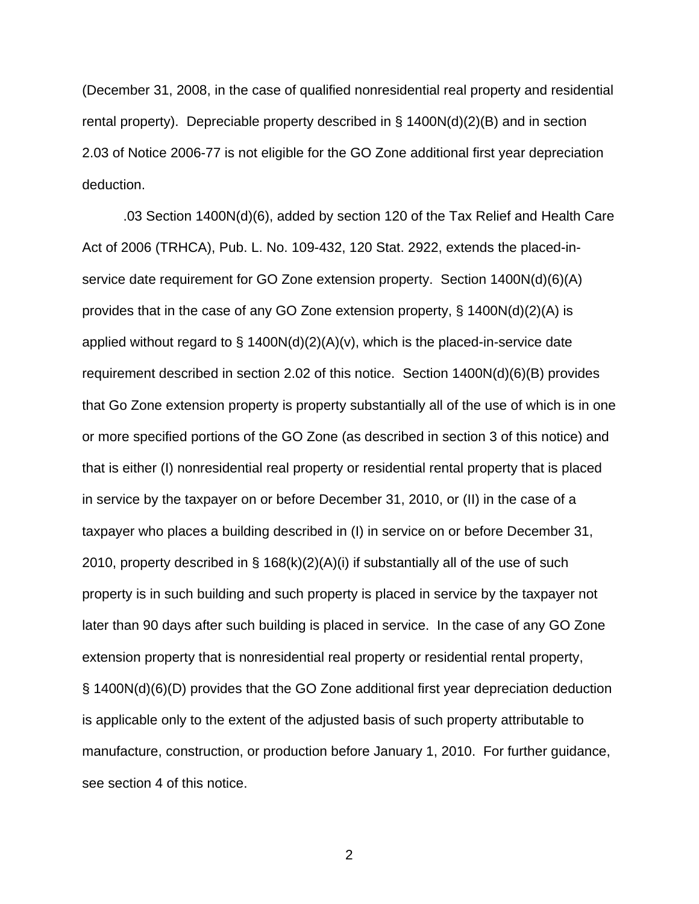(December 31, 2008, in the case of qualified nonresidential real property and residential rental property). Depreciable property described in § 1400N(d)(2)(B) and in section 2.03 of Notice 2006-77 is not eligible for the GO Zone additional first year depreciation deduction.

.03 Section 1400N(d)(6), added by section 120 of the Tax Relief and Health Care Act of 2006 (TRHCA), Pub. L. No. 109-432, 120 Stat. 2922, extends the placed-in-service date requirement for GO Zone extension property. Section 1400N(d)(6)(A) provides that in the case of any GO Zone extension property, § 1400N(d)(2)(A) is applied without regard to § 1400N(d)(2)(A)(v), which is the placed-in-service date requirement described in section 2.02 of this notice. Section 1400N(d)(6)(B) provides that Go Zone extension property is property substantially all of the use of which is in one or more specified portions of the GO Zone (as described in section 3 of this notice) and that is either (I) nonresidential real property or residential rental property that is placed in service by the taxpayer on or before December 31, 2010, or (II) in the case of a taxpayer who places a building described in (I) in service on or before December 31, 2010, property described in § 168(k)(2)(A)(i) if substantially all of the use of such property is in such building and such property is placed in service by the taxpayer not later than 90 days after such building is placed in service. In the case of any GO Zone extension property that is nonresidential real property or residential rental property, § 1400N(d)(6)(D) provides that the GO Zone additional first year depreciation deduction is applicable only to the extent of the adjusted basis of such property attributable to manufacture, construction, or production before January 1, 2010. For further guidance, see section 4 of this notice.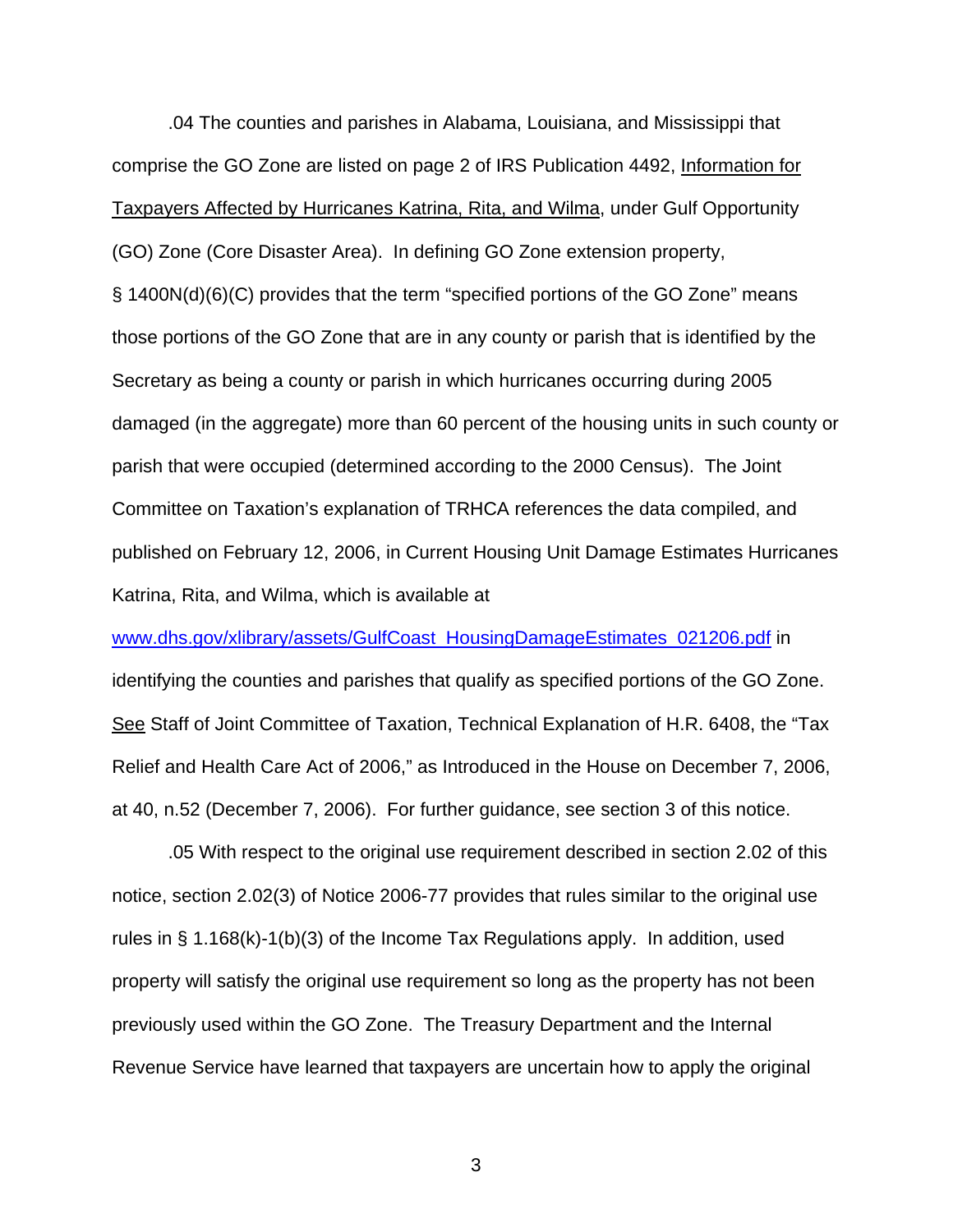.04 The counties and parishes in Alabama, Louisiana, and Mississippi that comprise the GO Zone are listed on page 2 of IRS Publication 4492, Information for Taxpayers Affected by Hurricanes Katrina, Rita, and Wilma, under Gulf Opportunity (GO) Zone (Core Disaster Area). In defining GO Zone extension property, § 1400N(d)(6)(C) provides that the term "specified portions of the GO Zone" means those portions of the GO Zone that are in any county or parish that is identified by the Secretary as being a county or parish in which hurricanes occurring during 2005 damaged (in the aggregate) more than 60 percent of the housing units in such county or parish that were occupied (determined according to the 2000 Census). The Joint Committee on Taxation's explanation of TRHCA references the data compiled, and published on February 12, 2006, in Current Housing Unit Damage Estimates Hurricanes Katrina, Rita, and Wilma, which is available at www.dhs.gov/xlibrary/assets/GulfCoast_HousingDamageEstimates_021206.pdf in identifying the counties and parishes that qualify as specified portions of the GO Zone. See Staff of Joint Committee of Taxation, Technical Explanation of H.R. 6408, the "Tax Relief and Health Care Act of 2006," as Introduced in the House on December 7, 2006, at 40, n.52 (December 7, 2006). For further guidance, see section 3 of this notice.

.05 With respect to the original use requirement described in section 2.02 of this notice, section 2.02(3) of Notice 2006-77 provides that rules similar to the original use rules in § 1.168(k)-1(b)(3) of the Income Tax Regulations apply. In addition, used property will satisfy the original use requirement so long as the property has not been previously used within the GO Zone. The Treasury Department and the Internal Revenue Service have learned that taxpayers are uncertain how to apply the original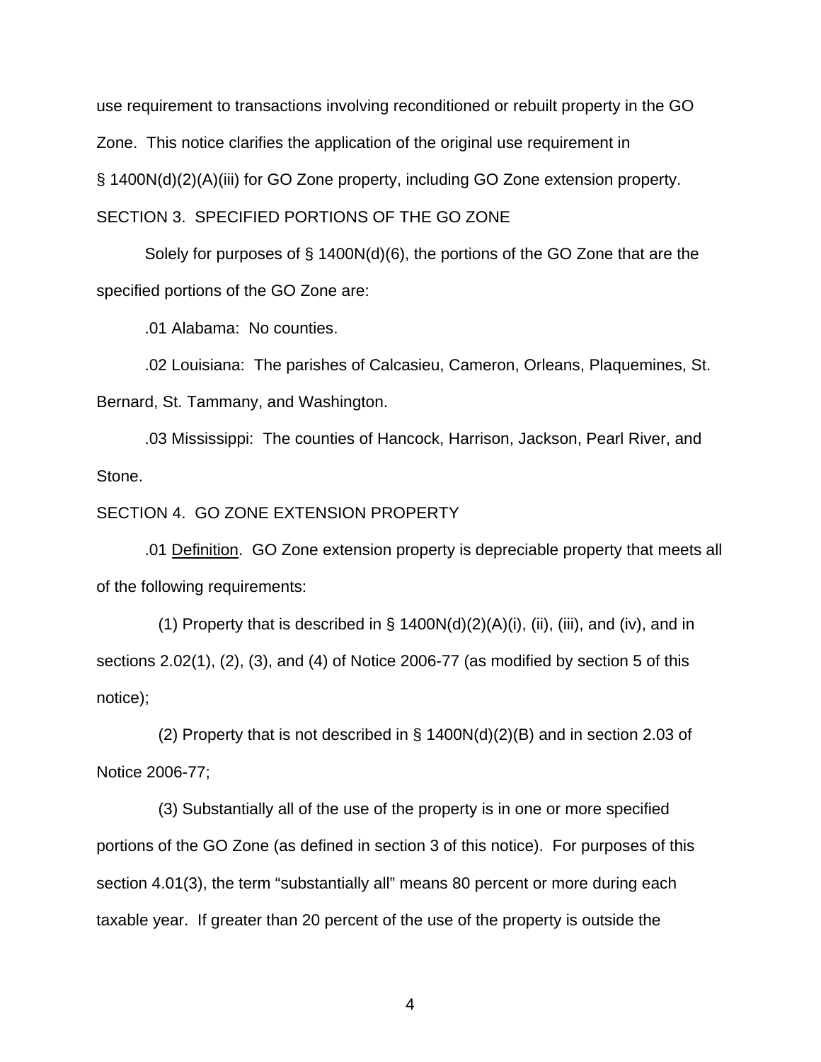use requirement to transactions involving reconditioned or rebuilt property in the GO Zone. This notice clarifies the application of the original use requirement in § 1400N(d)(2)(A)(iii) for GO Zone property, including GO Zone extension property.

SECTION 3. SPECIFIED PORTIONS OF THE GO ZONE

Solely for purposes of § 1400N(d)(6), the portions of the GO Zone that are the specified portions of the GO Zone are:

.01 Alabama: No counties.

.02 Louisiana: The parishes of Calcasieu, Cameron, Orleans, Plaquemines, St. Bernard, St. Tammany, and Washington.

.03 Mississippi: The counties of Hancock, Harrison, Jackson, Pearl River, and Stone.

SECTION 4. GO ZONE EXTENSION PROPERTY

.01 Definition. GO Zone extension property is depreciable property that meets all of the following requirements:

(1) Property that is described in § 1400N(d)(2)(A)(i), (ii), (iii), and (iv), and in sections 2.02(1), (2), (3), and (4) of Notice 2006-77 (as modified by section 5 of this notice);

(2) Property that is not described in § 1400N(d)(2)(B) and in section 2.03 of Notice 2006-77;

(3) Substantially all of the use of the property is in one or more specified portions of the GO Zone (as defined in section 3 of this notice). For purposes of this section 4.01(3), the term "substantially all" means 80 percent or more during each taxable year. If greater than 20 percent of the use of the property is outside the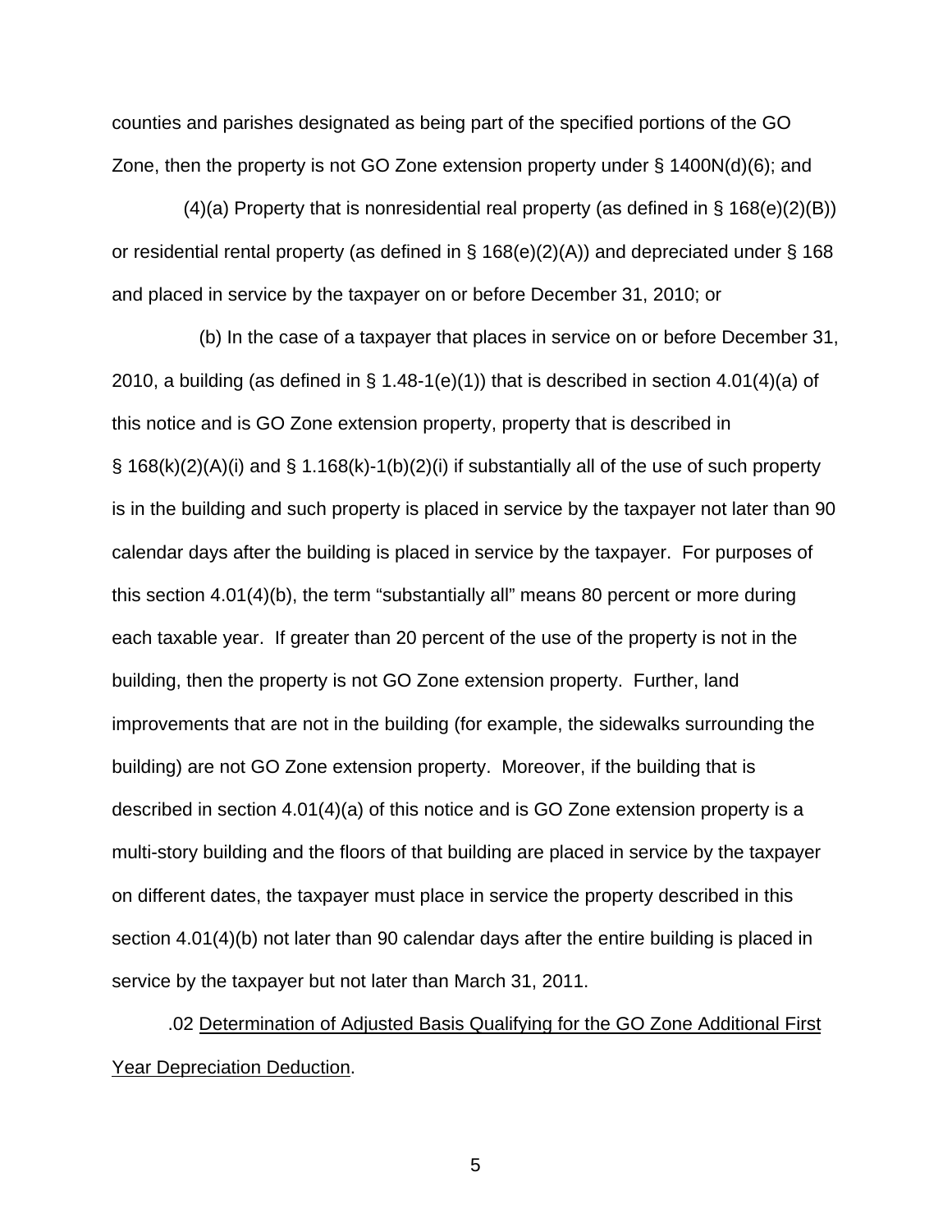counties and parishes designated as being part of the specified portions of the GO Zone, then the property is not GO Zone extension property under § 1400N(d)(6); and

(4)(a) Property that is nonresidential real property (as defined in § 168(e)(2)(B)) or residential rental property (as defined in § 168(e)(2)(A)) and depreciated under § 168 and placed in service by the taxpayer on or before December 31, 2010; or

(b) In the case of a taxpayer that places in service on or before December 31, 2010, a building (as defined in § 1.48-1(e)(1)) that is described in section 4.01(4)(a) of this notice and is GO Zone extension property, property that is described in § 168(k)(2)(A)(i) and § 1.168(k)-1(b)(2)(i) if substantially all of the use of such property is in the building and such property is placed in service by the taxpayer not later than 90 calendar days after the building is placed in service by the taxpayer. For purposes of this section 4.01(4)(b), the term "substantially all" means 80 percent or more during each taxable year. If greater than 20 percent of the use of the property is not in the building, then the property is not GO Zone extension property. Further, land improvements that are not in the building (for example, the sidewalks surrounding the building) are not GO Zone extension property. Moreover, if the building that is described in section 4.01(4)(a) of this notice and is GO Zone extension property is a multi-story building and the floors of that building are placed in service by the taxpayer on different dates, the taxpayer must place in service the property described in this section 4.01(4)(b) not later than 90 calendar days after the entire building is placed in service by the taxpayer but not later than March 31, 2011.

.02 <u>Determination of Adjusted Basis Qualifying for the GO Zone Additional First Year Depreciation Deduction</u>.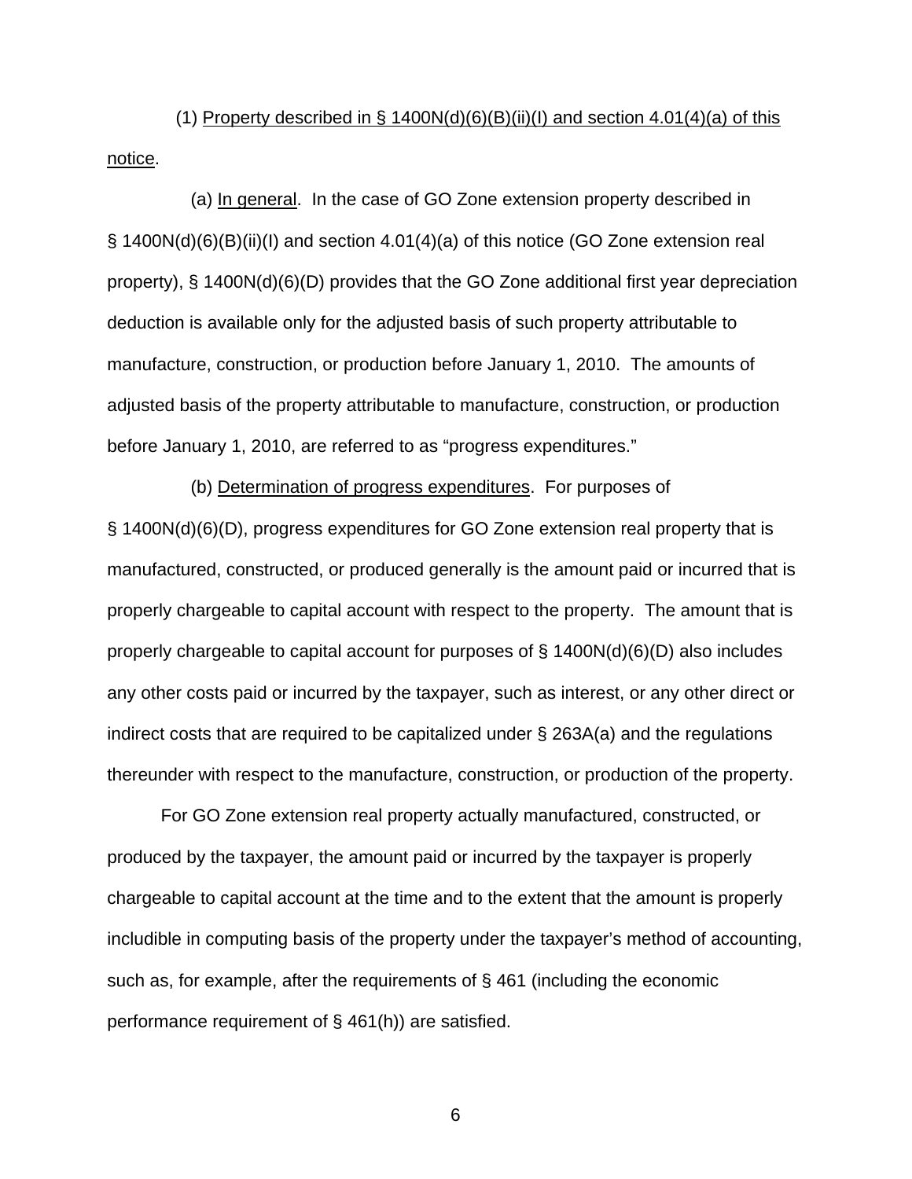(1) Property described in § 1400N(d)(6)(B)(ii)(I) and section 4.01(4)(a) of this notice.

(a) In general. In the case of GO Zone extension property described in § 1400N(d)(6)(B)(ii)(I) and section 4.01(4)(a) of this notice (GO Zone extension real property), § 1400N(d)(6)(D) provides that the GO Zone additional first year depreciation deduction is available only for the adjusted basis of such property attributable to manufacture, construction, or production before January 1, 2010. The amounts of adjusted basis of the property attributable to manufacture, construction, or production before January 1, 2010, are referred to as "progress expenditures."

(b) Determination of progress expenditures. For purposes of § 1400N(d)(6)(D), progress expenditures for GO Zone extension real property that is manufactured, constructed, or produced generally is the amount paid or incurred that is properly chargeable to capital account with respect to the property. The amount that is properly chargeable to capital account for purposes of § 1400N(d)(6)(D) also includes any other costs paid or incurred by the taxpayer, such as interest, or any other direct or indirect costs that are required to be capitalized under § 263A(a) and the regulations thereunder with respect to the manufacture, construction, or production of the property.

For GO Zone extension real property actually manufactured, constructed, or produced by the taxpayer, the amount paid or incurred by the taxpayer is properly chargeable to capital account at the time and to the extent that the amount is properly includible in computing basis of the property under the taxpayer's method of accounting, such as, for example, after the requirements of § 461 (including the economic performance requirement of § 461(h)) are satisfied.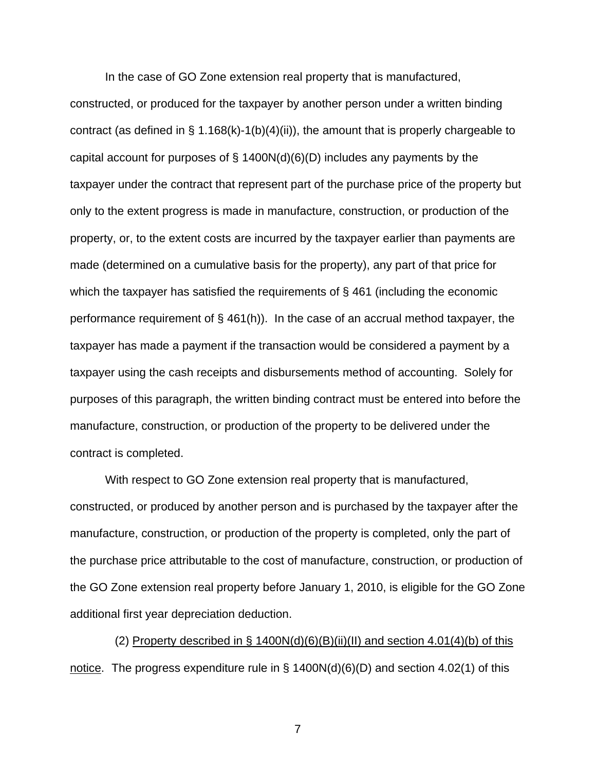In the case of GO Zone extension real property that is manufactured, constructed, or produced for the taxpayer by another person under a written binding contract (as defined in § 1.168(k)-1(b)(4)(ii)), the amount that is properly chargeable to capital account for purposes of § 1400N(d)(6)(D) includes any payments by the taxpayer under the contract that represent part of the purchase price of the property but only to the extent progress is made in manufacture, construction, or production of the property, or, to the extent costs are incurred by the taxpayer earlier than payments are made (determined on a cumulative basis for the property), any part of that price for which the taxpayer has satisfied the requirements of § 461 (including the economic performance requirement of § 461(h)). In the case of an accrual method taxpayer, the taxpayer has made a payment if the transaction would be considered a payment by a taxpayer using the cash receipts and disbursements method of accounting. Solely for purposes of this paragraph, the written binding contract must be entered into before the manufacture, construction, or production of the property to be delivered under the contract is completed.

With respect to GO Zone extension real property that is manufactured, constructed, or produced by another person and is purchased by the taxpayer after the manufacture, construction, or production of the property is completed, only the part of the purchase price attributable to the cost of manufacture, construction, or production of the GO Zone extension real property before January 1, 2010, is eligible for the GO Zone additional first year depreciation deduction.

(2) Property described in § 1400N(d)(6)(B)(ii)(II) and section 4.01(4)(b) of this notice. The progress expenditure rule in § 1400N(d)(6)(D) and section 4.02(1) of this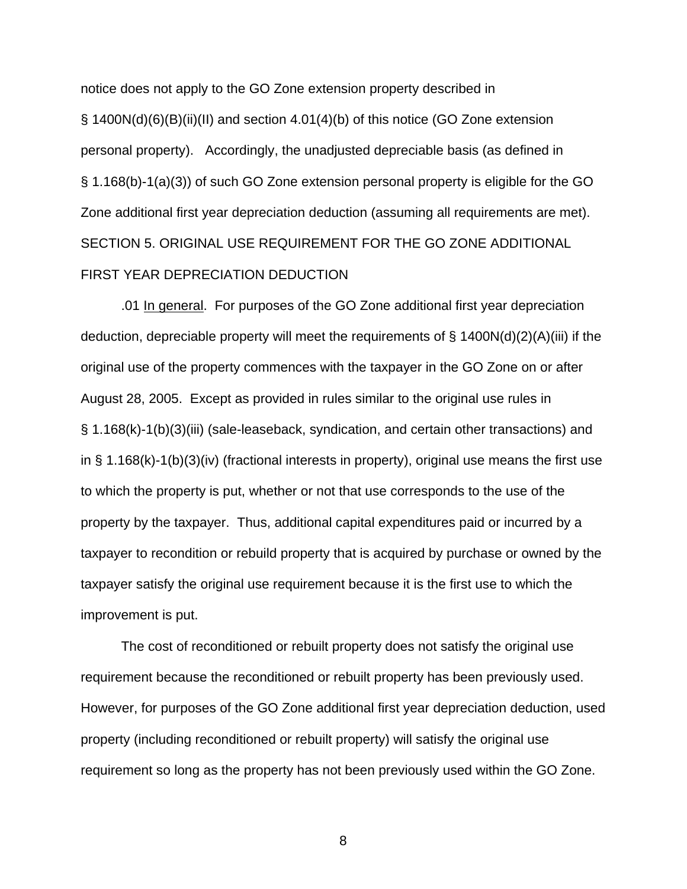notice does not apply to the GO Zone extension property described in § 1400N(d)(6)(B)(ii)(II) and section 4.01(4)(b) of this notice (GO Zone extension personal property). Accordingly, the unadjusted depreciable basis (as defined in § 1.168(b)-1(a)(3)) of such GO Zone extension personal property is eligible for the GO Zone additional first year depreciation deduction (assuming all requirements are met).

SECTION 5. ORIGINAL USE REQUIREMENT FOR THE GO ZONE ADDITIONAL FIRST YEAR DEPRECIATION DEDUCTION

.01 In general. For purposes of the GO Zone additional first year depreciation deduction, depreciable property will meet the requirements of § 1400N(d)(2)(A)(iii) if the original use of the property commences with the taxpayer in the GO Zone on or after August 28, 2005. Except as provided in rules similar to the original use rules in § 1.168(k)-1(b)(3)(iii) (sale-leaseback, syndication, and certain other transactions) and in § 1.168(k)-1(b)(3)(iv) (fractional interests in property), original use means the first use to which the property is put, whether or not that use corresponds to the use of the property by the taxpayer. Thus, additional capital expenditures paid or incurred by a taxpayer to recondition or rebuild property that is acquired by purchase or owned by the taxpayer satisfy the original use requirement because it is the first use to which the improvement is put.

The cost of reconditioned or rebuilt property does not satisfy the original use requirement because the reconditioned or rebuilt property has been previously used. However, for purposes of the GO Zone additional first year depreciation deduction, used property (including reconditioned or rebuilt property) will satisfy the original use requirement so long as the property has not been previously used within the GO Zone.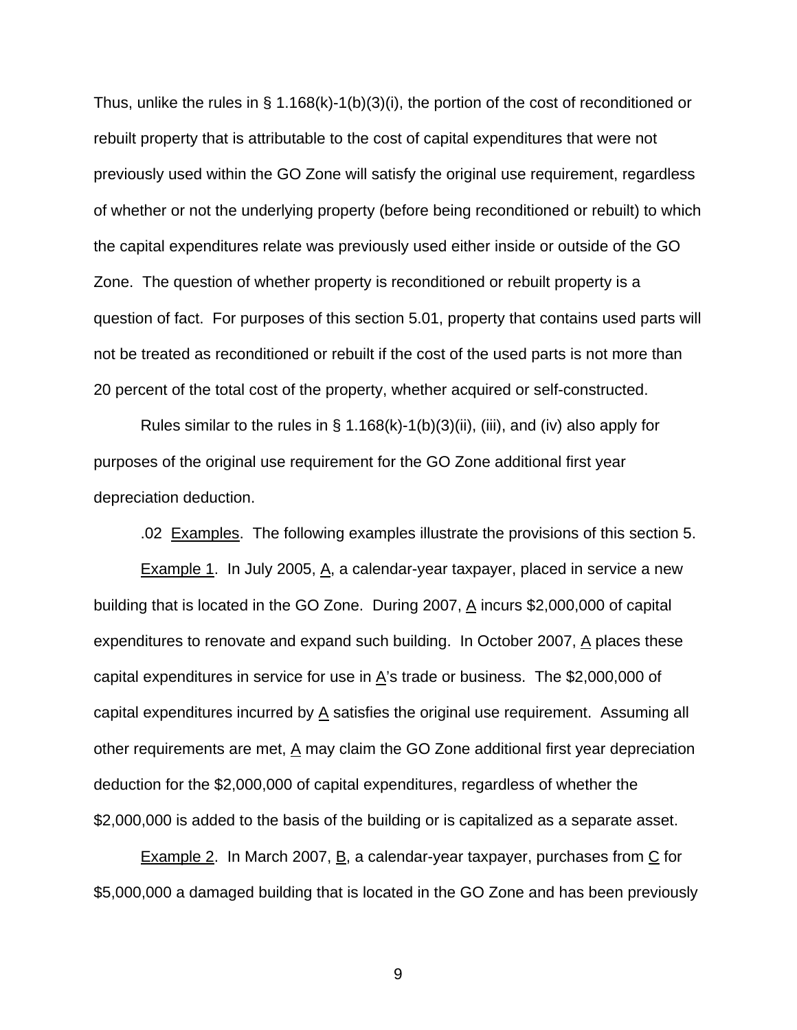Thus, unlike the rules in § 1.168(k)-1(b)(3)(i), the portion of the cost of reconditioned or rebuilt property that is attributable to the cost of capital expenditures that were not previously used within the GO Zone will satisfy the original use requirement, regardless of whether or not the underlying property (before being reconditioned or rebuilt) to which the capital expenditures relate was previously used either inside or outside of the GO Zone. The question of whether property is reconditioned or rebuilt property is a question of fact. For purposes of this section 5.01, property that contains used parts will not be treated as reconditioned or rebuilt if the cost of the used parts is not more than 20 percent of the total cost of the property, whether acquired or self-constructed.

Rules similar to the rules in § 1.168(k)-1(b)(3)(ii), (iii), and (iv) also apply for purposes of the original use requirement for the GO Zone additional first year depreciation deduction.

.02 Examples. The following examples illustrate the provisions of this section 5.

Example 1. In July 2005, A, a calendar-year taxpayer, placed in service a new building that is located in the GO Zone. During 2007, A incurs $2,000,000 of capital expenditures to renovate and expand such building. In October 2007, A places these capital expenditures in service for use in A's trade or business. The $2,000,000 of capital expenditures incurred by A satisfies the original use requirement. Assuming all other requirements are met, A may claim the GO Zone additional first year depreciation deduction for the $2,000,000 of capital expenditures, regardless of whether the $2,000,000 is added to the basis of the building or is capitalized as a separate asset.

Example 2. In March 2007, B, a calendar-year taxpayer, purchases from C for $5,000,000 a damaged building that is located in the GO Zone and has been previously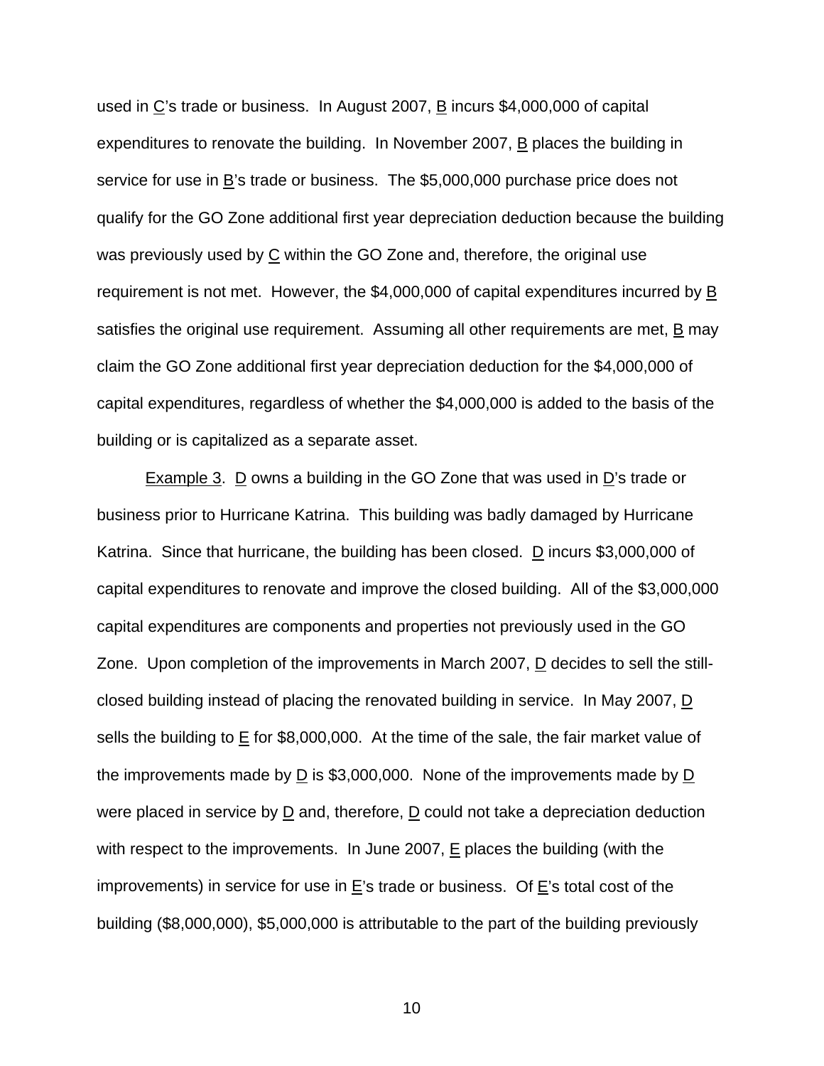used in C's trade or business. In August 2007, B incurs $4,000,000 of capital expenditures to renovate the building. In November 2007, B places the building in service for use in B's trade or business. The $5,000,000 purchase price does not qualify for the GO Zone additional first year depreciation deduction because the building was previously used by C within the GO Zone and, therefore, the original use requirement is not met. However, the $4,000,000 of capital expenditures incurred by B satisfies the original use requirement. Assuming all other requirements are met, B may claim the GO Zone additional first year depreciation deduction for the $4,000,000 of capital expenditures, regardless of whether the $4,000,000 is added to the basis of the building or is capitalized as a separate asset.

Example 3. D owns a building in the GO Zone that was used in D's trade or business prior to Hurricane Katrina. This building was badly damaged by Hurricane Katrina. Since that hurricane, the building has been closed. D incurs $3,000,000 of capital expenditures to renovate and improve the closed building. All of the $3,000,000 capital expenditures are components and properties not previously used in the GO Zone. Upon completion of the improvements in March 2007, D decides to sell the still-closed building instead of placing the renovated building in service. In May 2007, D sells the building to E for $8,000,000. At the time of the sale, the fair market value of the improvements made by D is $3,000,000. None of the improvements made by D were placed in service by D and, therefore, D could not take a depreciation deduction with respect to the improvements. In June 2007, E places the building (with the improvements) in service for use in E's trade or business. Of E's total cost of the building ($8,000,000), $5,000,000 is attributable to the part of the building previously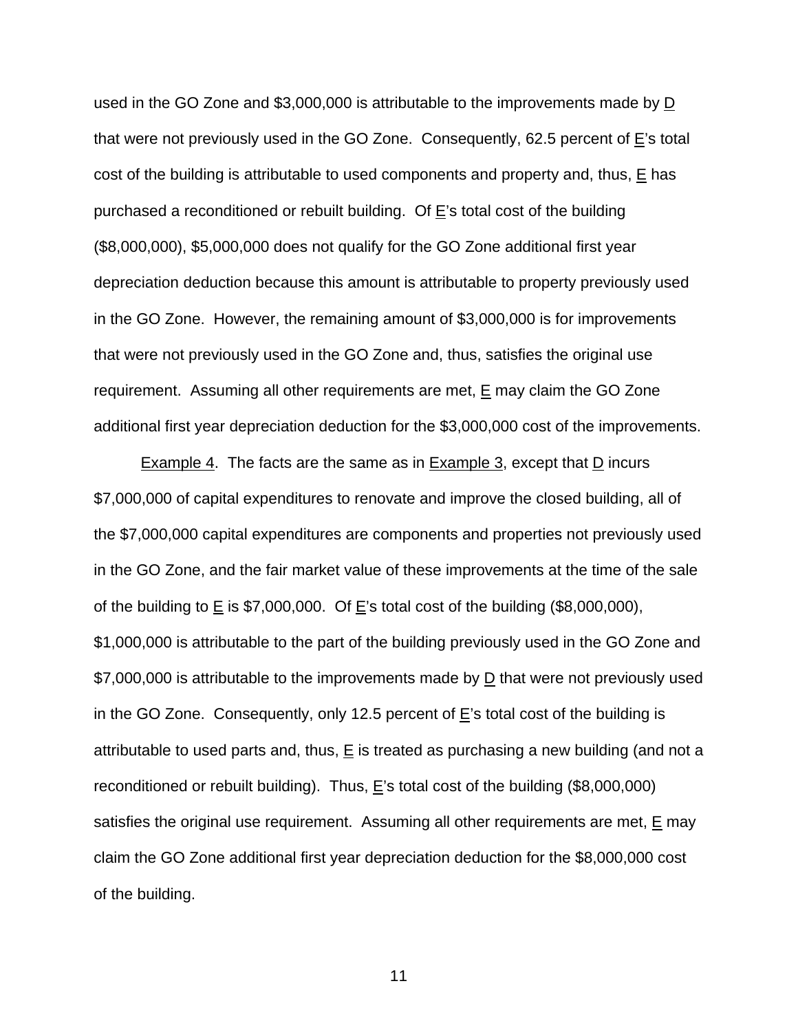used in the GO Zone and $3,000,000 is attributable to the improvements made by D that were not previously used in the GO Zone. Consequently, 62.5 percent of E's total cost of the building is attributable to used components and property and, thus, E has purchased a reconditioned or rebuilt building. Of E's total cost of the building ($8,000,000), $5,000,000 does not qualify for the GO Zone additional first year depreciation deduction because this amount is attributable to property previously used in the GO Zone. However, the remaining amount of $3,000,000 is for improvements that were not previously used in the GO Zone and, thus, satisfies the original use requirement. Assuming all other requirements are met, E may claim the GO Zone additional first year depreciation deduction for the $3,000,000 cost of the improvements.

Example 4. The facts are the same as in Example 3, except that D incurs $7,000,000 of capital expenditures to renovate and improve the closed building, all of the $7,000,000 capital expenditures are components and properties not previously used in the GO Zone, and the fair market value of these improvements at the time of the sale of the building to E is $7,000,000. Of E's total cost of the building ($8,000,000), $1,000,000 is attributable to the part of the building previously used in the GO Zone and $7,000,000 is attributable to the improvements made by D that were not previously used in the GO Zone. Consequently, only 12.5 percent of E's total cost of the building is attributable to used parts and, thus, E is treated as purchasing a new building (and not a reconditioned or rebuilt building). Thus, E's total cost of the building ($8,000,000) satisfies the original use requirement. Assuming all other requirements are met, E may claim the GO Zone additional first year depreciation deduction for the $8,000,000 cost of the building.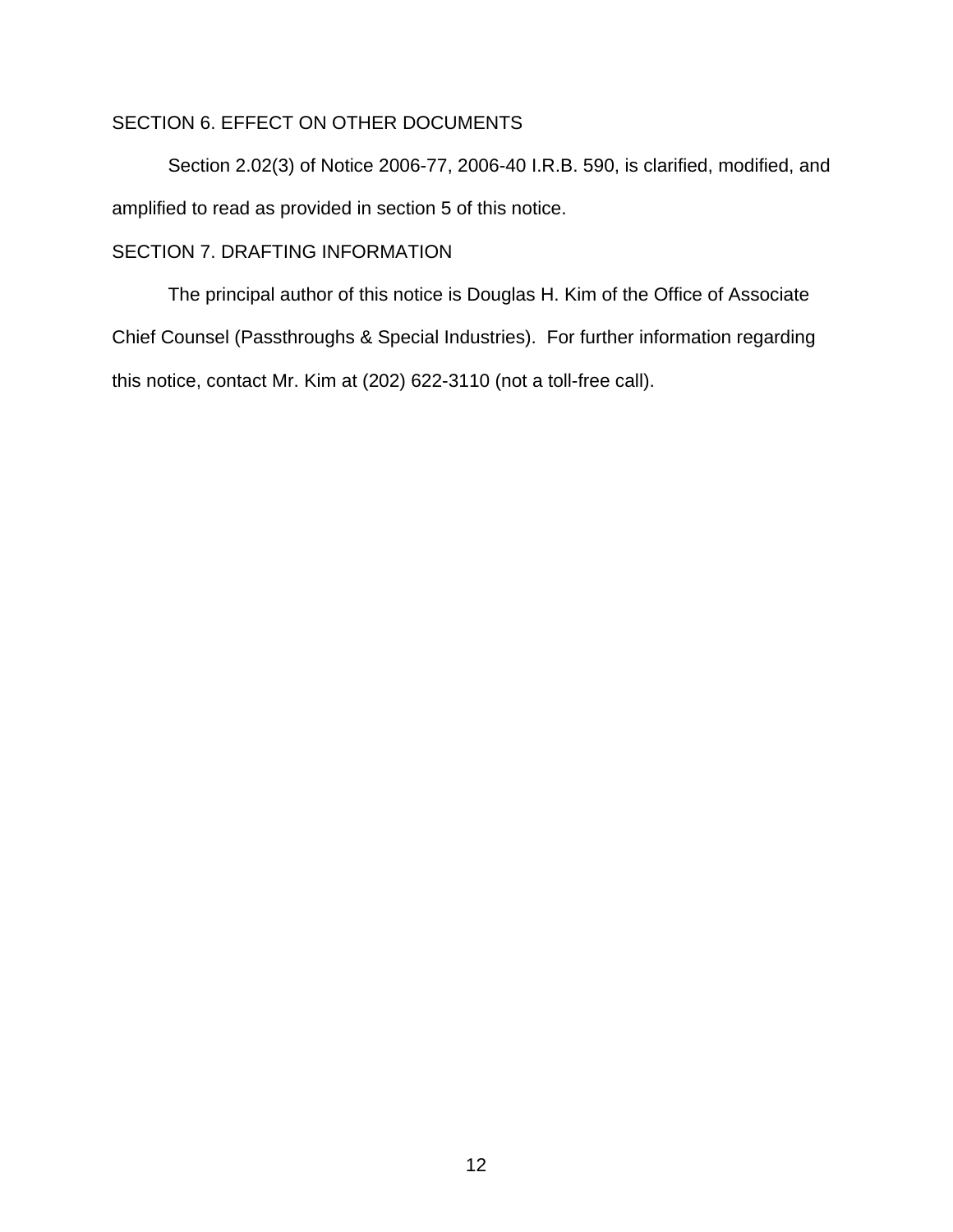## SECTION 6. EFFECT ON OTHER DOCUMENTS

Section 2.02(3) of Notice 2006-77, 2006-40 I.R.B. 590, is clarified, modified, and amplified to read as provided in section 5 of this notice.

## SECTION 7. DRAFTING INFORMATION

The principal author of this notice is Douglas H. Kim of the Office of Associate Chief Counsel (Passthroughs & Special Industries). For further information regarding this notice, contact Mr. Kim at (202) 622-3110 (not a toll-free call).